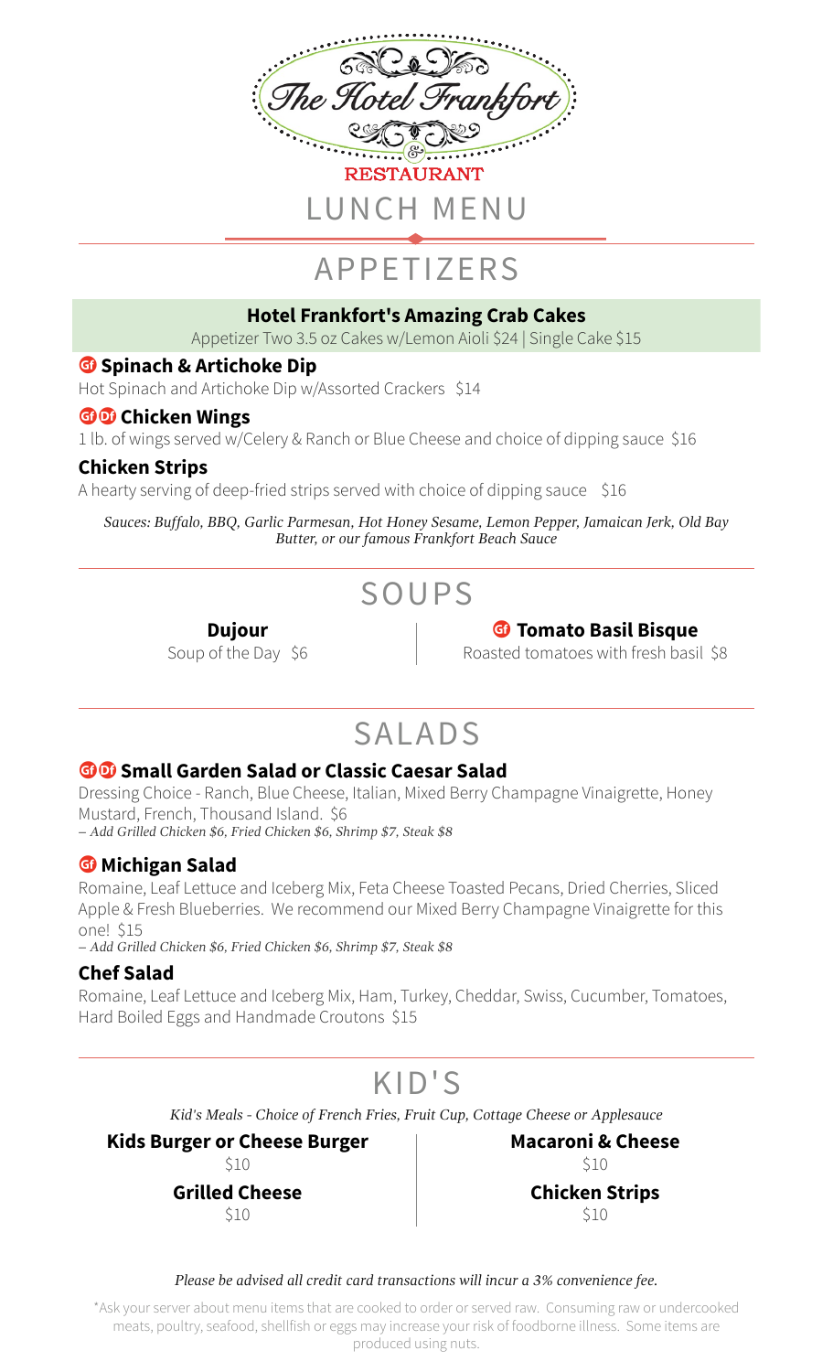# The Hotel Frankfort & RESTAURANT

## LUNCH MENU

## APPETIZERS

**Hotel Frankfort's Amazing Crab Cakes**
Appetizer Two 3.5 oz Cakes w/Lemon Aioli $24 | Single Cake $15

**GF Spinach & Artichoke Dip**
Hot Spinach and Artichoke Dip w/Assorted Crackers $14

**GF DF Chicken Wings**
1 lb. of wings served w/Celery & Ranch or Blue Cheese and choice of dipping sauce $16

**Chicken Strips**
A hearty serving of deep-fried strips served with choice of dipping sauce $16

*Sauces: Buffalo, BBQ, Garlic Parmesan, Hot Honey Sesame, Lemon Pepper, Jamaican Jerk, Old Bay Butter, or our famous Frankfort Beach Sauce*

## SOUPS

**Dujour**
Soup of the Day $6

**GF Tomato Basil Bisque**
Roasted tomatoes with fresh basil $8

## SALADS

**GF DF Small Garden Salad or Classic Caesar Salad**
Dressing Choice - Ranch, Blue Cheese, Italian, Mixed Berry Champagne Vinaigrette, Honey Mustard, French, Thousand Island. $6
*– Add Grilled Chicken $6, Fried Chicken $6, Shrimp $7, Steak $8*

**GF Michigan Salad**
Romaine, Leaf Lettuce and Iceberg Mix, Feta Cheese Toasted Pecans, Dried Cherries, Sliced Apple & Fresh Blueberries. We recommend our Mixed Berry Champagne Vinaigrette for this one! $15
*– Add Grilled Chicken $6, Fried Chicken $6, Shrimp $7, Steak $8*

**Chef Salad**
Romaine, Leaf Lettuce and Iceberg Mix, Ham, Turkey, Cheddar, Swiss, Cucumber, Tomatoes, Hard Boiled Eggs and Handmade Croutons $15

## KID'S

*Kid's Meals - Choice of French Fries, Fruit Cup, Cottage Cheese or Applesauce*

**Kids Burger or Cheese Burger**
$10

**Grilled Cheese**
$10

**Macaroni & Cheese**
$10

**Chicken Strips**
$10

*Please be advised all credit card transactions will incur a 3% convenience fee.*

*Ask your server about menu items that are cooked to order or served raw. Consuming raw or undercooked meats, poultry, seafood, shellfish or eggs may increase your risk of foodborne illness. Some items are produced using nuts.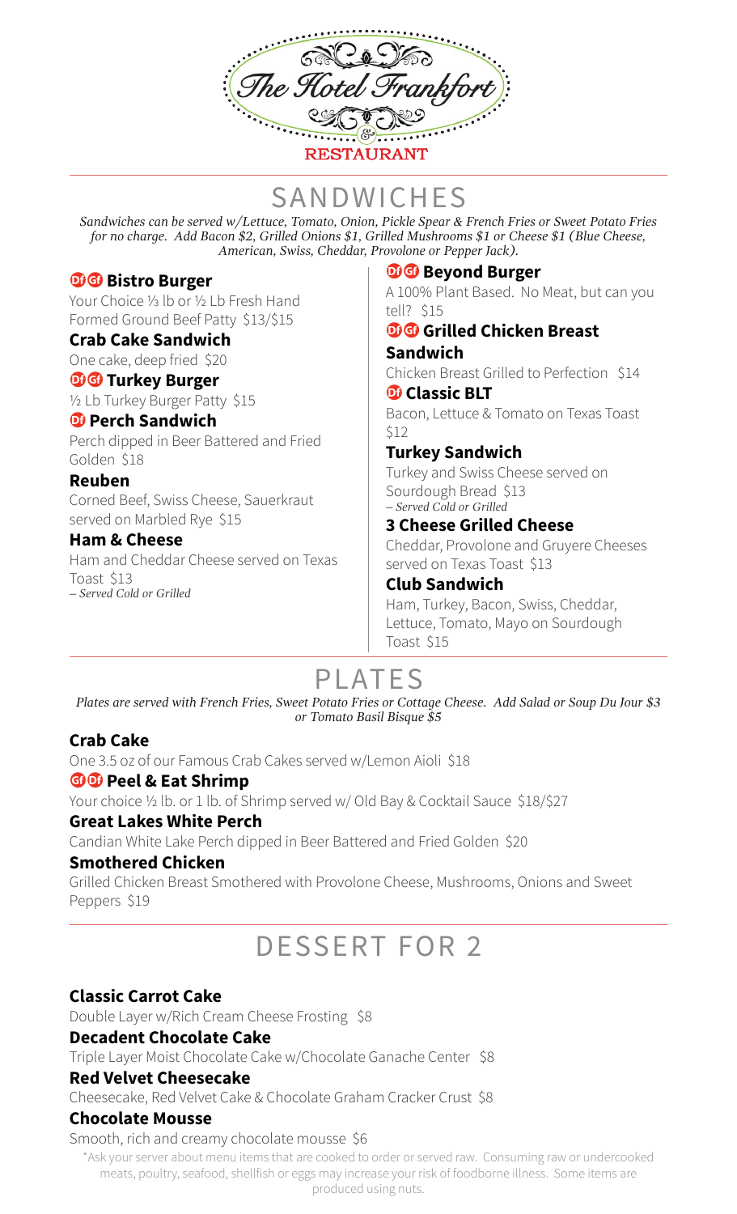The Hotel Frankfort & RESTAURANT

# SANDWICHES

*Sandwiches can be served w/Lettuce, Tomato, Onion, Pickle Spear & French Fries or Sweet Potato Fries for no charge. Add Bacon $2, Grilled Onions $1, Grilled Mushrooms $1 or Cheese $1 (Blue Cheese, American, Swiss, Cheddar, Provolone or Pepper Jack).*

**Df Gf Bistro Burger**
Your Choice ⅓ lb or ½ Lb Fresh Hand Formed Ground Beef Patty $13/$15

**Crab Cake Sandwich**
One cake, deep fried $20

**Df Gf Turkey Burger**
½ Lb Turkey Burger Patty $15

**Df Perch Sandwich**
Perch dipped in Beer Battered and Fried Golden $18

**Reuben**
Corned Beef, Swiss Cheese, Sauerkraut served on Marbled Rye $15

**Ham & Cheese**
Ham and Cheddar Cheese served on Texas Toast $13
*– Served Cold or Grilled*

**Df Gf Beyond Burger**
A 100% Plant Based. No Meat, but can you tell? $15

**Df Gf Grilled Chicken Breast Sandwich**
Chicken Breast Grilled to Perfection $14

**Df Classic BLT**
Bacon, Lettuce & Tomato on Texas Toast $12

**Turkey Sandwich**
Turkey and Swiss Cheese served on Sourdough Bread $13
*– Served Cold or Grilled*

**3 Cheese Grilled Cheese**
Cheddar, Provolone and Gruyere Cheeses served on Texas Toast $13

**Club Sandwich**
Ham, Turkey, Bacon, Swiss, Cheddar, Lettuce, Tomato, Mayo on Sourdough Toast $15

# PLATES

*Plates are served with French Fries, Sweet Potato Fries or Cottage Cheese. Add Salad or Soup Du Jour $3 or Tomato Basil Bisque $5*

**Crab Cake**
One 3.5 oz of our Famous Crab Cakes served w/Lemon Aioli $18

**Gf Df Peel & Eat Shrimp**
Your choice ½ lb. or 1 lb. of Shrimp served w/ Old Bay & Cocktail Sauce $18/$27

**Great Lakes White Perch**
Candian White Lake Perch dipped in Beer Battered and Fried Golden $20

**Smothered Chicken**
Grilled Chicken Breast Smothered with Provolone Cheese, Mushrooms, Onions and Sweet Peppers $19

# DESSERT FOR 2

**Classic Carrot Cake**
Double Layer w/Rich Cream Cheese Frosting $8

**Decadent Chocolate Cake**
Triple Layer Moist Chocolate Cake w/Chocolate Ganache Center $8

**Red Velvet Cheesecake**
Cheesecake, Red Velvet Cake & Chocolate Graham Cracker Crust $8

**Chocolate Mousse**
Smooth, rich and creamy chocolate mousse $6

*Ask your server about menu items that are cooked to order or served raw. Consuming raw or undercooked meats, poultry, seafood, shellfish or eggs may increase your risk of foodborne illness. Some items are produced using nuts.